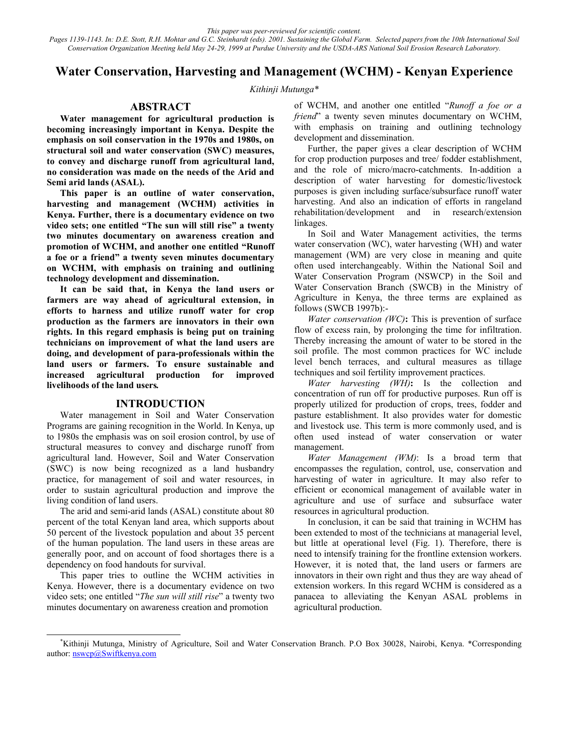*This paper was peer-reviewed for scientific content.*
*Pages 1139-1143. In: D.E. Stott, R.H. Mohtar and G.C. Steinhardt (eds). 2001. Sustaining the Global Farm. Selected papers from the 10th International Soil Conservation Organization Meeting held May 24-29, 1999 at Purdue University and the USDA-ARS National Soil Erosion Research Laboratory.*

# Water Conservation, Harvesting and Management (WCHM) - Kenyan Experience

*Kithinji Mutunga**

## ABSTRACT

**Water management for agricultural production is becoming increasingly important in Kenya. Despite the emphasis on soil conservation in the 1970s and 1980s, on structural soil and water conservation (SWC) measures, to convey and discharge runoff from agricultural land, no consideration was made on the needs of the Arid and Semi arid lands (ASAL).**

**This paper is an outline of water conservation, harvesting and management (WCHM) activities in Kenya. Further, there is a documentary evidence on two video sets; one entitled "The sun will still rise" a twenty two minutes documentary on awareness creation and promotion of WCHM, and another one entitled "Runoff a foe or a friend" a twenty seven minutes documentary on WCHM, with emphasis on training and outlining technology development and dissemination.**

**It can be said that, in Kenya the land users or farmers are way ahead of agricultural extension, in efforts to harness and utilize runoff water for crop production as the farmers are innovators in their own rights. In this regard emphasis is being put on training technicians on improvement of what the land users are doing, and development of para-professionals within the land users or farmers. To ensure sustainable and increased agricultural production for improved livelihoods of the land users.**

## INTRODUCTION

Water management in Soil and Water Conservation Programs are gaining recognition in the World. In Kenya, up to 1980s the emphasis was on soil erosion control, by use of structural measures to convey and discharge runoff from agricultural land. However, Soil and Water Conservation (SWC) is now being recognized as a land husbandry practice, for management of soil and water resources, in order to sustain agricultural production and improve the living condition of land users.

The arid and semi-arid lands (ASAL) constitute about 80 percent of the total Kenyan land area, which supports about 50 percent of the livestock population and about 35 percent of the human population. The land users in these areas are generally poor, and on account of food shortages there is a dependency on food handouts for survival.

This paper tries to outline the WCHM activities in Kenya. However, there is a documentary evidence on two video sets; one entitled "*The sun will still rise*" a twenty two minutes documentary on awareness creation and promotion of WCHM, and another one entitled "*Runoff a foe or a friend*" a twenty seven minutes documentary on WCHM, with emphasis on training and outlining technology development and dissemination.

Further, the paper gives a clear description of WCHM for crop production purposes and tree/ fodder establishment, and the role of micro/macro-catchments. In-addition a description of water harvesting for domestic/livestock purposes is given including surface/subsurface runoff water harvesting. And also an indication of efforts in rangeland rehabilitation/development and in research/extension linkages.

In Soil and Water Management activities, the terms water conservation (WC), water harvesting (WH) and water management (WM) are very close in meaning and quite often used interchangeably. Within the National Soil and Water Conservation Program (NSWCP) in the Soil and Water Conservation Branch (SWCB) in the Ministry of Agriculture in Kenya, the three terms are explained as follows (SWCB 1997b):-

*Water conservation (WC)***:** This is prevention of surface flow of excess rain, by prolonging the time for infiltration. Thereby increasing the amount of water to be stored in the soil profile. The most common practices for WC include level bench terraces, and cultural measures as tillage techniques and soil fertility improvement practices.

*Water harvesting (WH)***:** Is the collection and concentration of run off for productive purposes. Run off is properly utilized for production of crops, trees, fodder and pasture establishment. It also provides water for domestic and livestock use. This term is more commonly used, and is often used instead of water conservation or water management.

*Water Management (WM)*: Is a broad term that encompasses the regulation, control, use, conservation and harvesting of water in agriculture. It may also refer to efficient or economical management of available water in agriculture and use of surface and subsurface water resources in agricultural production.

In conclusion, it can be said that training in WCHM has been extended to most of the technicians at managerial level, but little at operational level (Fig. 1). Therefore, there is need to intensify training for the frontline extension workers. However, it is noted that, the land users or farmers are innovators in their own right and thus they are way ahead of extension workers. In this regard WCHM is considered as a panacea to alleviating the Kenyan ASAL problems in agricultural production.

*Kithinji Mutunga, Ministry of Agriculture, Soil and Water Conservation Branch. P.O Box 30028, Nairobi, Kenya. *Corresponding author: nswcp@Swiftkenya.com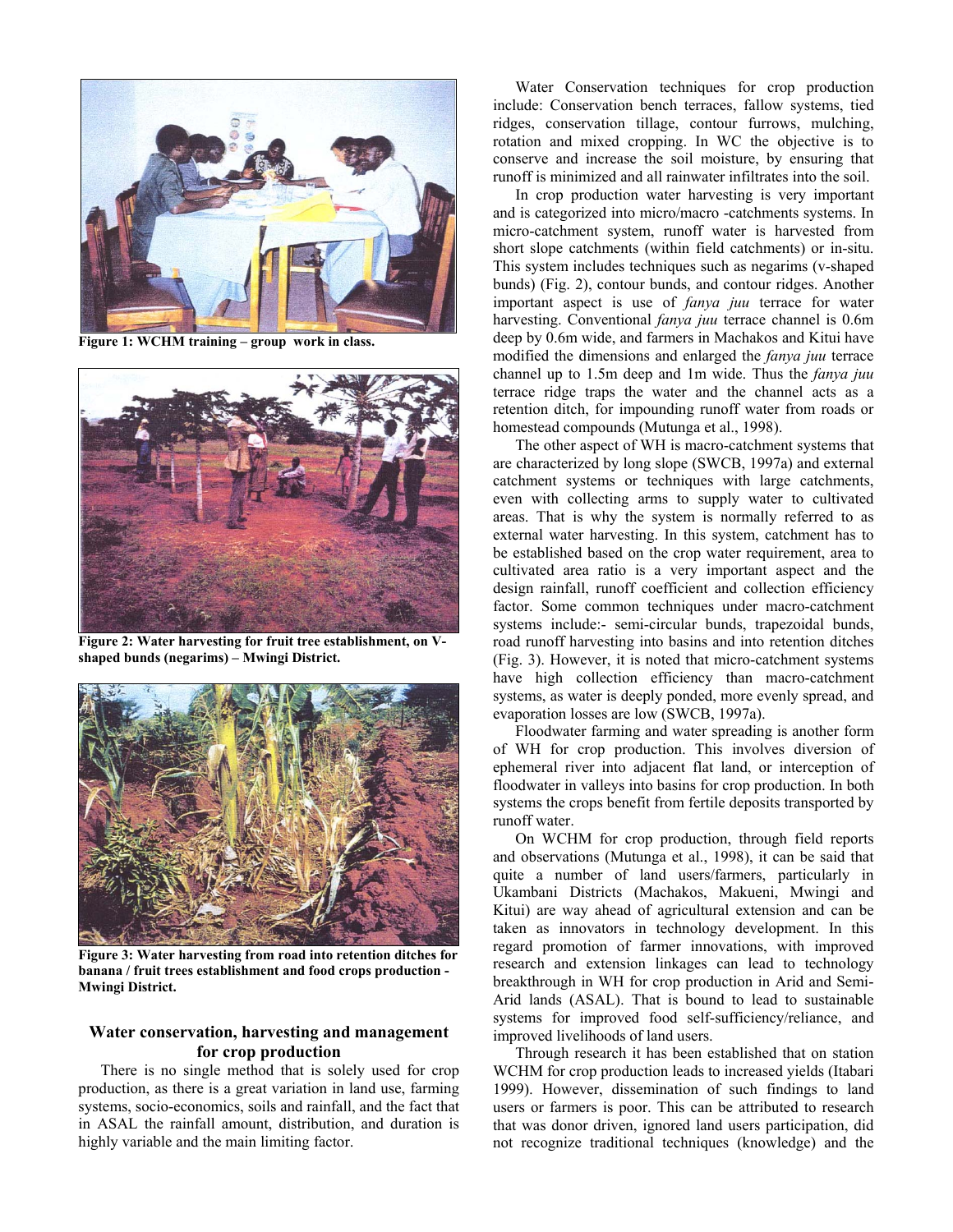**Figure 1: WCHM training – group work in class.**

**Figure 2: Water harvesting for fruit tree establishment, on V-shaped bunds (negarims) – Mwingi District.**

**Figure 3: Water harvesting from road into retention ditches for banana / fruit trees establishment and food crops production - Mwingi District.**

## Water conservation, harvesting and management for crop production

There is no single method that is solely used for crop production, as there is a great variation in land use, farming systems, socio-economics, soils and rainfall, and the fact that in ASAL the rainfall amount, distribution, and duration is highly variable and the main limiting factor.

Water Conservation techniques for crop production include: Conservation bench terraces, fallow systems, tied ridges, conservation tillage, contour furrows, mulching, rotation and mixed cropping. In WC the objective is to conserve and increase the soil moisture, by ensuring that runoff is minimized and all rainwater infiltrates into the soil.

In crop production water harvesting is very important and is categorized into micro/macro -catchments systems. In micro-catchment system, runoff water is harvested from short slope catchments (within field catchments) or in-situ. This system includes techniques such as negarims (v-shaped bunds) (Fig. 2), contour bunds, and contour ridges. Another important aspect is use of *fanya juu* terrace for water harvesting. Conventional *fanya juu* terrace channel is 0.6m deep by 0.6m wide, and farmers in Machakos and Kitui have modified the dimensions and enlarged the *fanya juu* terrace channel up to 1.5m deep and 1m wide. Thus the *fanya juu* terrace ridge traps the water and the channel acts as a retention ditch, for impounding runoff water from roads or homestead compounds (Mutunga et al., 1998).

The other aspect of WH is macro-catchment systems that are characterized by long slope (SWCB, 1997a) and external catchment systems or techniques with large catchments, even with collecting arms to supply water to cultivated areas. That is why the system is normally referred to as external water harvesting. In this system, catchment has to be established based on the crop water requirement, area to cultivated area ratio is a very important aspect and the design rainfall, runoff coefficient and collection efficiency factor. Some common techniques under macro-catchment systems include:- semi-circular bunds, trapezoidal bunds, road runoff harvesting into basins and into retention ditches (Fig. 3). However, it is noted that micro-catchment systems have high collection efficiency than macro-catchment systems, as water is deeply ponded, more evenly spread, and evaporation losses are low (SWCB, 1997a).

Floodwater farming and water spreading is another form of WH for crop production. This involves diversion of ephemeral river into adjacent flat land, or interception of floodwater in valleys into basins for crop production. In both systems the crops benefit from fertile deposits transported by runoff water.

On WCHM for crop production, through field reports and observations (Mutunga et al., 1998), it can be said that quite a number of land users/farmers, particularly in Ukambani Districts (Machakos, Makueni, Mwingi and Kitui) are way ahead of agricultural extension and can be taken as innovators in technology development. In this regard promotion of farmer innovations, with improved research and extension linkages can lead to technology breakthrough in WH for crop production in Arid and Semi-Arid lands (ASAL). That is bound to lead to sustainable systems for improved food self-sufficiency/reliance, and improved livelihoods of land users.

Through research it has been established that on station WCHM for crop production leads to increased yields (Itabari 1999). However, dissemination of such findings to land users or farmers is poor. This can be attributed to research that was donor driven, ignored land users participation, did not recognize traditional techniques (knowledge) and the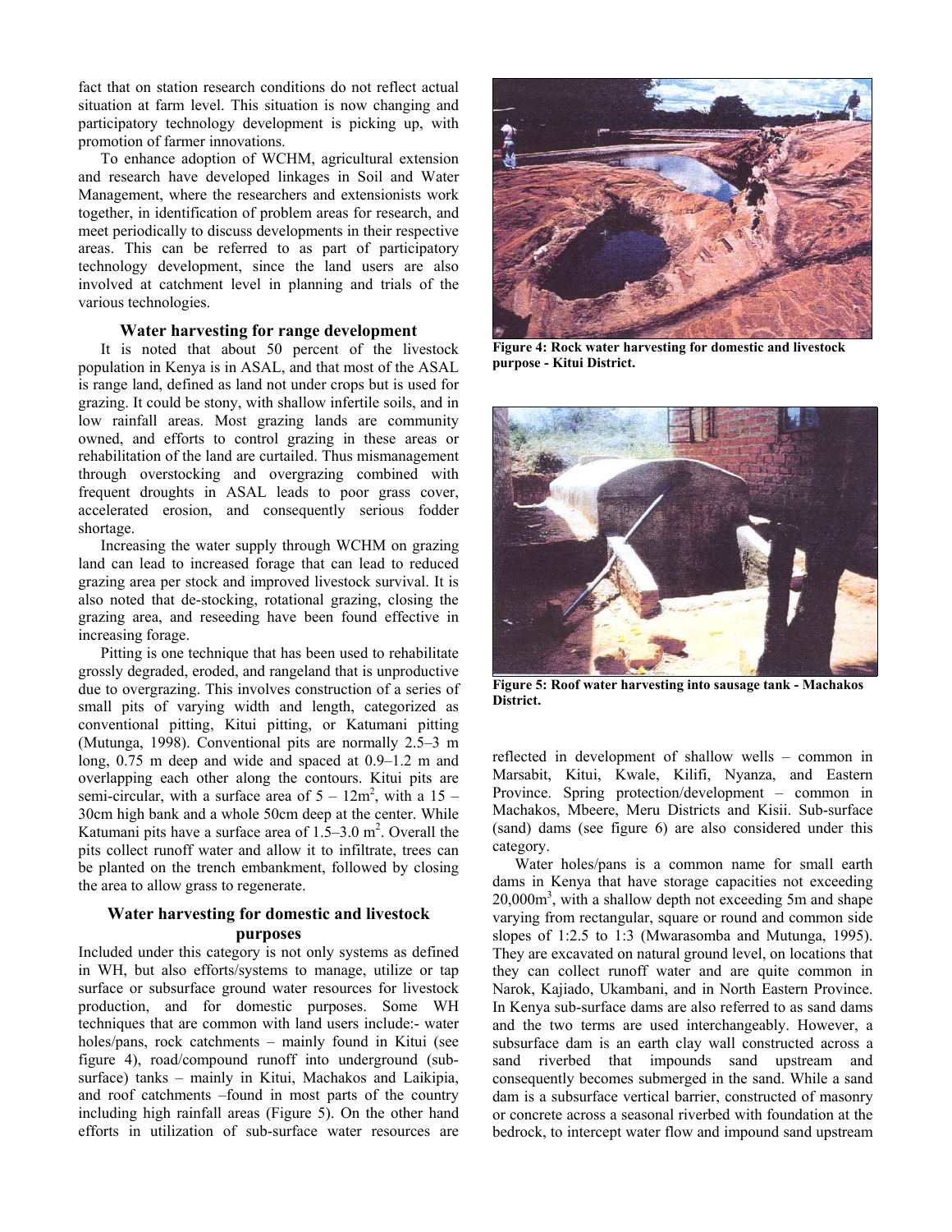fact that on station research conditions do not reflect actual situation at farm level. This situation is now changing and participatory technology development is picking up, with promotion of farmer innovations.

To enhance adoption of WCHM, agricultural extension and research have developed linkages in Soil and Water Management, where the researchers and extensionists work together, in identification of problem areas for research, and meet periodically to discuss developments in their respective areas. This can be referred to as part of participatory technology development, since the land users are also involved at catchment level in planning and trials of the various technologies.

### Water harvesting for range development

It is noted that about 50 percent of the livestock population in Kenya is in ASAL, and that most of the ASAL is range land, defined as land not under crops but is used for grazing. It could be stony, with shallow infertile soils, and in low rainfall areas. Most grazing lands are community owned, and efforts to control grazing in these areas or rehabilitation of the land are curtailed. Thus mismanagement through overstocking and overgrazing combined with frequent droughts in ASAL leads to poor grass cover, accelerated erosion, and consequently serious fodder shortage.

Increasing the water supply through WCHM on grazing land can lead to increased forage that can lead to reduced grazing area per stock and improved livestock survival. It is also noted that de-stocking, rotational grazing, closing the grazing area, and reseeding have been found effective in increasing forage.

Pitting is one technique that has been used to rehabilitate grossly degraded, eroded, and rangeland that is unproductive due to overgrazing. This involves construction of a series of small pits of varying width and length, categorized as conventional pitting, Kitui pitting, or Katumani pitting (Mutunga, 1998). Conventional pits are normally 2.5–3 m long, 0.75 m deep and wide and spaced at 0.9–1.2 m and overlapping each other along the contours. Kitui pits are semi-circular, with a surface area of 5 – 12m$^2$, with a 15 – 30cm high bank and a whole 50cm deep at the center. While Katumani pits have a surface area of 1.5–3.0 m$^2$. Overall the pits collect runoff water and allow it to infiltrate, trees can be planted on the trench embankment, followed by closing the area to allow grass to regenerate.

### Water harvesting for domestic and livestock purposes

Included under this category is not only systems as defined in WH, but also efforts/systems to manage, utilize or tap surface or subsurface ground water resources for livestock production, and for domestic purposes. Some WH techniques that are common with land users include:- water holes/pans, rock catchments – mainly found in Kitui (see figure 4), road/compound runoff into underground (sub-surface) tanks – mainly in Kitui, Machakos and Laikipia, and roof catchments –found in most parts of the country including high rainfall areas (Figure 5). On the other hand efforts in utilization of sub-surface water resources are reflected in development of shallow wells – common in Marsabit, Kitui, Kwale, Kilifi, Nyanza, and Eastern Province. Spring protection/development – common in Machakos, Mbeere, Meru Districts and Kisii. Sub-surface (sand) dams (see figure 6) are also considered under this category.

**Figure 4: Rock water harvesting for domestic and livestock purpose - Kitui District.**

**Figure 5: Roof water harvesting into sausage tank - Machakos District.**

Water holes/pans is a common name for small earth dams in Kenya that have storage capacities not exceeding 20,000m$^3$, with a shallow depth not exceeding 5m and shape varying from rectangular, square or round and common side slopes of 1:2.5 to 1:3 (Mwarasomba and Mutunga, 1995). They are excavated on natural ground level, on locations that they can collect runoff water and are quite common in Narok, Kajiado, Ukambani, and in North Eastern Province. In Kenya sub-surface dams are also referred to as sand dams and the two terms are used interchangeably. However, a subsurface dam is an earth clay wall constructed across a sand riverbed that impounds sand upstream and consequently becomes submerged in the sand. While a sand dam is a subsurface vertical barrier, constructed of masonry or concrete across a seasonal riverbed with foundation at the bedrock, to intercept water flow and impound sand upstream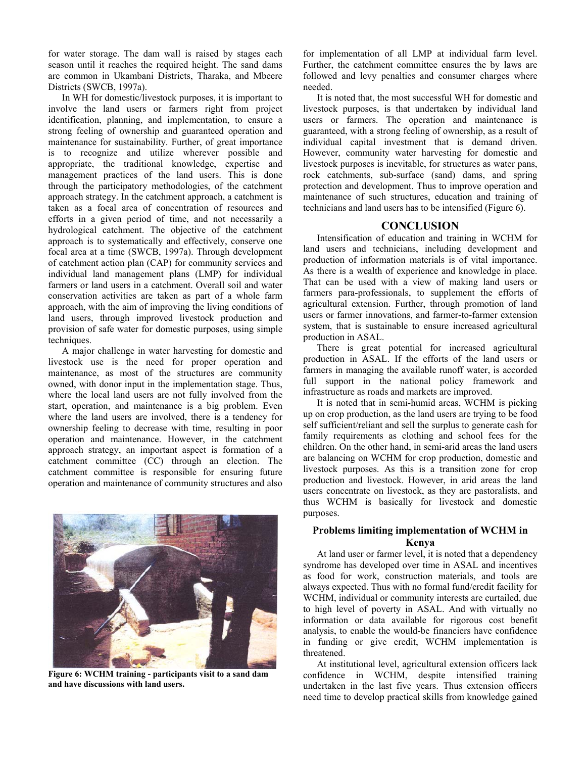for water storage. The dam wall is raised by stages each season until it reaches the required height. The sand dams are common in Ukambani Districts, Tharaka, and Mbeere Districts (SWCB, 1997a).

In WH for domestic/livestock purposes, it is important to involve the land users or farmers right from project identification, planning, and implementation, to ensure a strong feeling of ownership and guaranteed operation and maintenance for sustainability. Further, of great importance is to recognize and utilize wherever possible and appropriate, the traditional knowledge, expertise and management practices of the land users. This is done through the participatory methodologies, of the catchment approach strategy. In the catchment approach, a catchment is taken as a focal area of concentration of resources and efforts in a given period of time, and not necessarily a hydrological catchment. The objective of the catchment approach is to systematically and effectively, conserve one focal area at a time (SWCB, 1997a). Through development of catchment action plan (CAP) for community services and individual land management plans (LMP) for individual farmers or land users in a catchment. Overall soil and water conservation activities are taken as part of a whole farm approach, with the aim of improving the living conditions of land users, through improved livestock production and provision of safe water for domestic purposes, using simple techniques.

A major challenge in water harvesting for domestic and livestock use is the need for proper operation and maintenance, as most of the structures are community owned, with donor input in the implementation stage. Thus, where the local land users are not fully involved from the start, operation, and maintenance is a big problem. Even where the land users are involved, there is a tendency for ownership feeling to decrease with time, resulting in poor operation and maintenance. However, in the catchment approach strategy, an important aspect is formation of a catchment committee (CC) through an election. The catchment committee is responsible for ensuring future operation and maintenance of community structures and also for implementation of all LMP at individual farm level. Further, the catchment committee ensures the by laws are followed and levy penalties and consumer charges where needed.

**Figure 6: WCHM training - participants visit to a sand dam and have discussions with land users.**

It is noted that, the most successful WH for domestic and livestock purposes, is that undertaken by individual land users or farmers. The operation and maintenance is guaranteed, with a strong feeling of ownership, as a result of individual capital investment that is demand driven. However, community water harvesting for domestic and livestock purposes is inevitable, for structures as water pans, rock catchments, sub-surface (sand) dams, and spring protection and development. Thus to improve operation and maintenance of such structures, education and training of technicians and land users has to be intensified (Figure 6).

## CONCLUSION

Intensification of education and training in WCHM for land users and technicians, including development and production of information materials is of vital importance. As there is a wealth of experience and knowledge in place. That can be used with a view of making land users or farmers para-professionals, to supplement the efforts of agricultural extension. Further, through promotion of land users or farmer innovations, and farmer-to-farmer extension system, that is sustainable to ensure increased agricultural production in ASAL.

There is great potential for increased agricultural production in ASAL. If the efforts of the land users or farmers in managing the available runoff water, is accorded full support in the national policy framework and infrastructure as roads and markets are improved.

It is noted that in semi-humid areas, WCHM is picking up on crop production, as the land users are trying to be food self sufficient/reliant and sell the surplus to generate cash for family requirements as clothing and school fees for the children. On the other hand, in semi-arid areas the land users are balancing on WCHM for crop production, domestic and livestock purposes. As this is a transition zone for crop production and livestock. However, in arid areas the land users concentrate on livestock, as they are pastoralists, and thus WCHM is basically for livestock and domestic purposes.

### Problems limiting implementation of WCHM in Kenya

At land user or farmer level, it is noted that a dependency syndrome has developed over time in ASAL and incentives as food for work, construction materials, and tools are always expected. Thus with no formal fund/credit facility for WCHM, individual or community interests are curtailed, due to high level of poverty in ASAL. And with virtually no information or data available for rigorous cost benefit analysis, to enable the would-be financiers have confidence in funding or give credit, WCHM implementation is threatened.

At institutional level, agricultural extension officers lack confidence in WCHM, despite intensified training undertaken in the last five years. Thus extension officers need time to develop practical skills from knowledge gained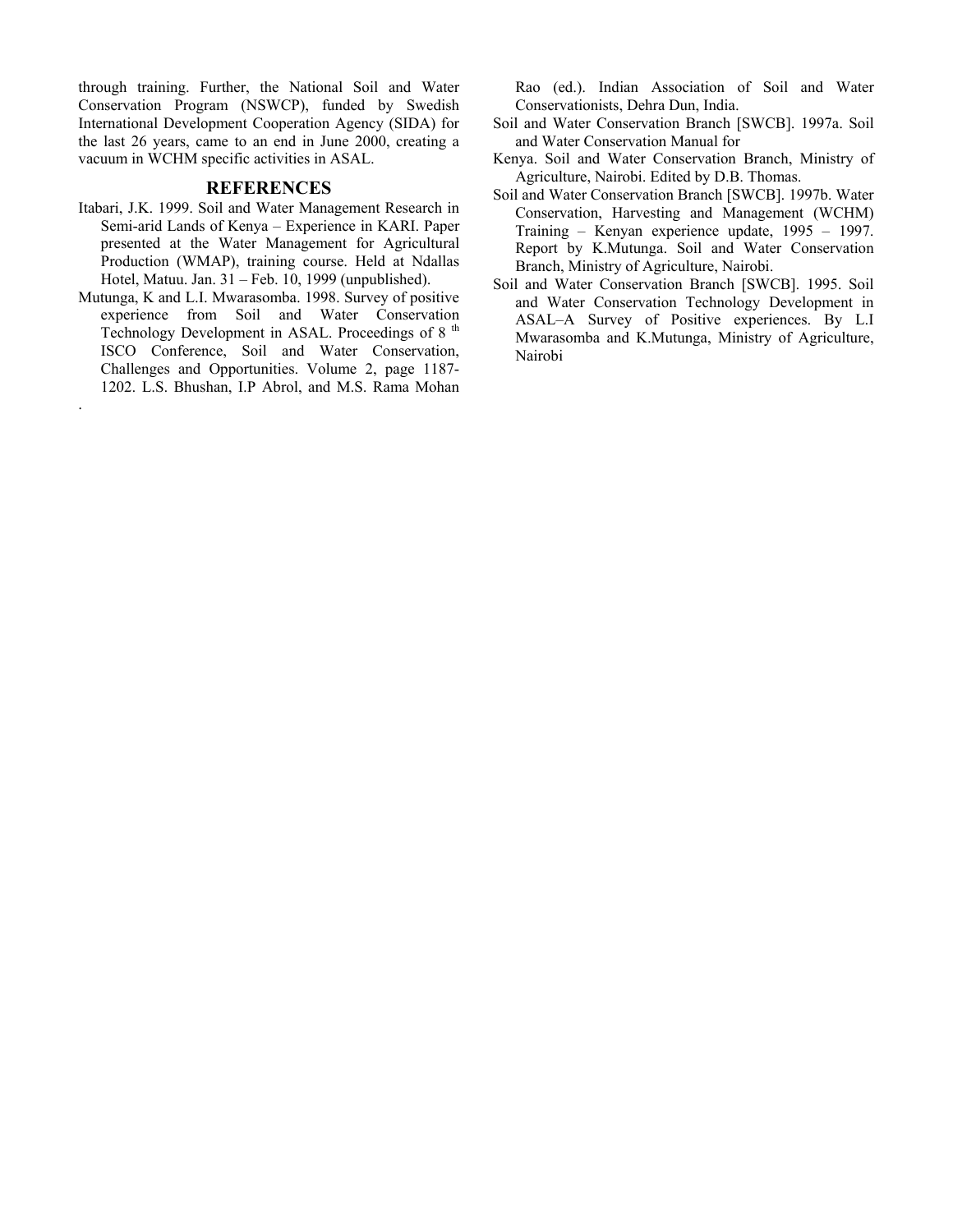through training. Further, the National Soil and Water Conservation Program (NSWCP), funded by Swedish International Development Cooperation Agency (SIDA) for the last 26 years, came to an end in June 2000, creating a vacuum in WCHM specific activities in ASAL.

## REFERENCES

Itabari, J.K. 1999. Soil and Water Management Research in Semi-arid Lands of Kenya – Experience in KARI. Paper presented at the Water Management for Agricultural Production (WMAP), training course. Held at Ndallas Hotel, Matuu. Jan. 31 – Feb. 10, 1999 (unpublished).

Mutunga, K and L.I. Mwarasomba. 1998. Survey of positive experience from Soil and Water Conservation Technology Development in ASAL. Proceedings of 8th ISCO Conference, Soil and Water Conservation, Challenges and Opportunities. Volume 2, page 1187-1202. L.S. Bhushan, I.P Abrol, and M.S. Rama Mohan Rao (ed.). Indian Association of Soil and Water Conservationists, Dehra Dun, India.

Soil and Water Conservation Branch [SWCB]. 1997a. Soil and Water Conservation Manual for Kenya. Soil and Water Conservation Branch, Ministry of Agriculture, Nairobi. Edited by D.B. Thomas.

Soil and Water Conservation Branch [SWCB]. 1997b. Water Conservation, Harvesting and Management (WCHM) Training – Kenyan experience update, 1995 – 1997. Report by K.Mutunga. Soil and Water Conservation Branch, Ministry of Agriculture, Nairobi.

Soil and Water Conservation Branch [SWCB]. 1995. Soil and Water Conservation Technology Development in ASAL–A Survey of Positive experiences. By L.I Mwarasomba and K.Mutunga, Ministry of Agriculture, Nairobi